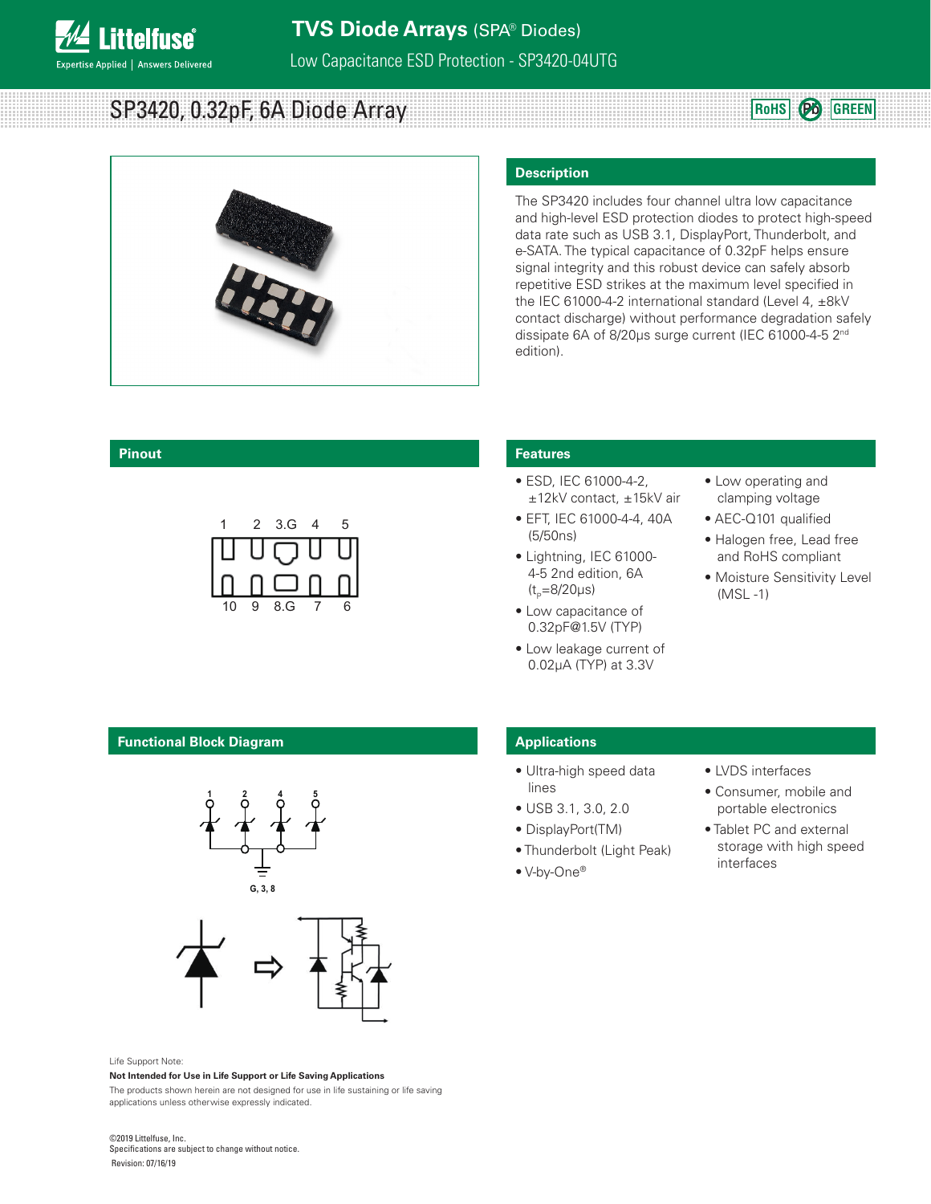# TVS Diode Arrays (SPA® Diodes)

Low Capacitance ESD Protection - SP3420-04UTG

## SP3420, 0.32pF, 6A Diode Array

RoHS Pb GREEN

## Description

The SP3420 includes four channel ultra low capacitance and high-level ESD protection diodes to protect high-speed data rate such as USB 3.1, DisplayPort, Thunderbolt, and e-SATA. The typical capacitance of 0.32pF helps ensure signal integrity and this robust device can safely absorb repetitive ESD strikes at the maximum level specified in the IEC 61000-4-2 international standard (Level 4, ±8kV contact discharge) without performance degradation safely dissipate 6A of 8/20μs surge current (IEC 61000-4-5 2nd edition).

## Pinout

1 2 3.G 4 5

10 9 8.G 7 6

## Features

- ESD, IEC 61000-4-2, ±12kV contact, ±15kV air
- EFT, IEC 61000-4-4, 40A (5/50ns)
- Lightning, IEC 61000-4-5 2nd edition, 6A ($t_p$=8/20μs)
- Low capacitance of 0.32pF@1.5V (TYP)
- Low leakage current of 0.02μA (TYP) at 3.3V
- Low operating and clamping voltage
- AEC-Q101 qualified
- Halogen free, Lead free and RoHS compliant
- Moisture Sensitivity Level (MSL -1)

## Functional Block Diagram

1 2 4 5

G, 3, 8

## Applications

- Ultra-high speed data lines
- USB 3.1, 3.0, 2.0
- DisplayPort(TM)
- Thunderbolt (Light Peak)
- V-by-One®
- LVDS interfaces
- Consumer, mobile and portable electronics
- Tablet PC and external storage with high speed interfaces

Life Support Note:

**Not Intended for Use in Life Support or Life Saving Applications**

The products shown herein are not designed for use in life sustaining or life saving applications unless otherwise indicated.

©2019 Littelfuse, Inc.
Specifications are subject to change without notice.
Revision: 07/16/19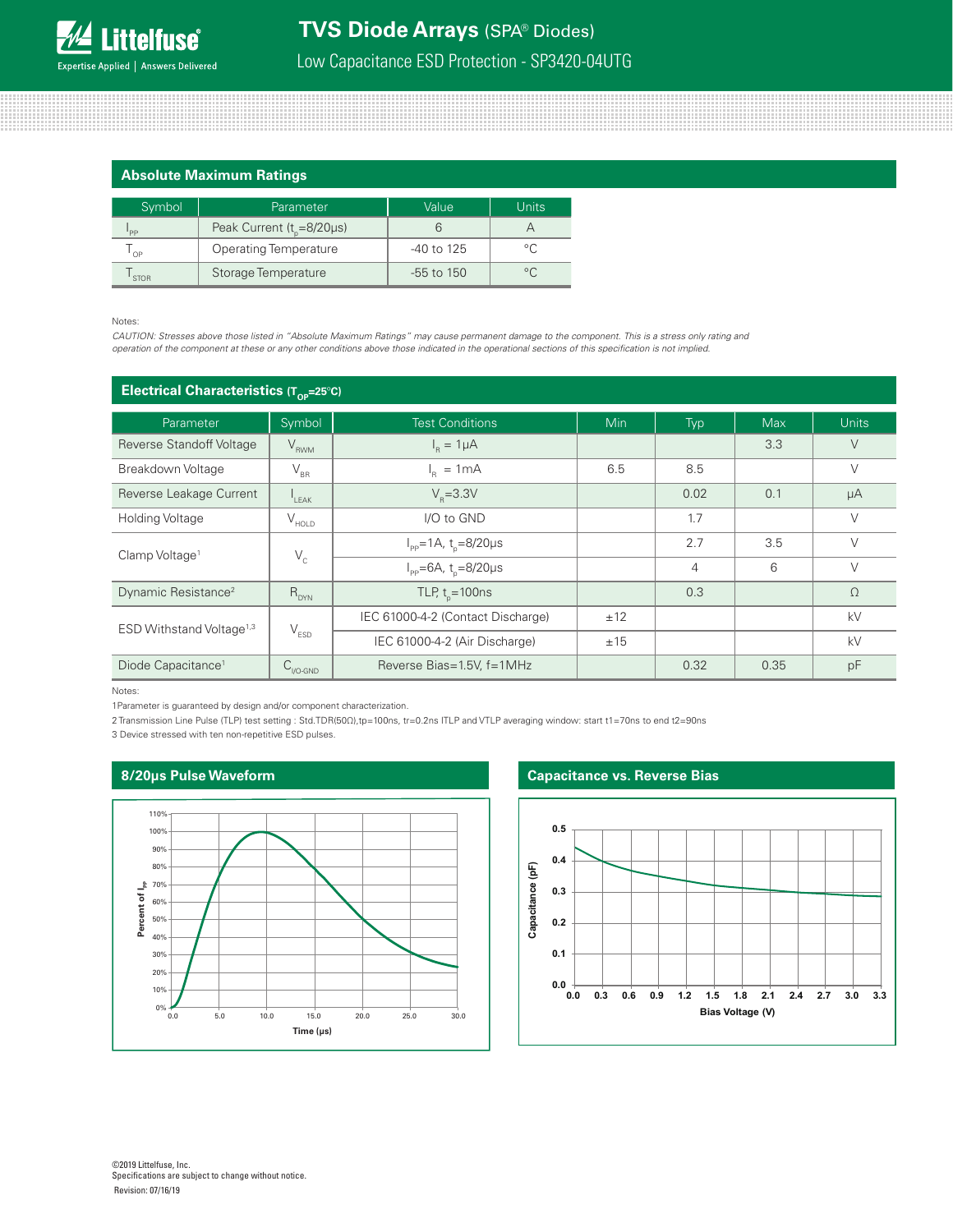## Absolute Maximum Ratings

| Symbol | Parameter | Value | Units |
|---|---|---|---|
| $I_{PP}$ | Peak Current ($t_p$=8/20μs) | 6 | A |
| $T_{OP}$ | Operating Temperature | -40 to 125 | °C |
| $T_{STOR}$ | Storage Temperature | -55 to 150 | °C |

Notes:

*CAUTION: Stresses above those listed in "Absolute Maximum Ratings" may cause permanent damage to the component. This is a stress only rating and operation of the component at these or any other conditions above those indicated in the operational sections of this specification is not implied.*

## Electrical Characteristics ($T_{OP}$=25°C)

| Parameter | Symbol | Test Conditions | Min | Typ | Max | Units |
|---|---|---|---|---|---|---|
| Reverse Standoff Voltage | $V_{RWM}$ | $I_R$ = 1μA | | | 3.3 | V |
| Breakdown Voltage | $V_{BR}$ | $I_R$ = 1mA | 6.5 | 8.5 | | V |
| Reverse Leakage Current | $I_{LEAK}$ | $V_R$=3.3V | | 0.02 | 0.1 | μA |
| Holding Voltage | $V_{HOLD}$ | I/O to GND | | 1.7 | | V |
| Clamp Voltage[1] | $V_C$ | $I_{PP}$=1A, $t_p$=8/20μs | | 2.7 | 3.5 | V |
| | | $I_{PP}$=6A, $t_p$=8/20μs | | 4 | 6 | V |
| Dynamic Resistance[2] | $R_{DYN}$ | TLP, $t_p$=100ns | | 0.3 | | Ω |
| ESD Withstand Voltage[1,3] | $V_{ESD}$ | IEC 61000-4-2 (Contact Discharge) | ±12 | | | kV |
| | | IEC 61000-4-2 (Air Discharge) | ±15 | | | kV |
| Diode Capacitance[1] | $C_{I/O\text{-}GND}$ | Reverse Bias=1.5V, f=1MHz | | 0.32 | 0.35 | pF |

Notes:

1 Parameter is guaranteed by design and/or component characterization.

2 Transmission Line Pulse (TLP) test setting : Std.TDR(50Ω),tp=100ns, tr=0.2ns ITLP and VTLP averaging window: start t1=70ns to end t2=90ns

3 Device stressed with ten non-repetitive ESD pulses.

## 8/20μs Pulse Waveform

## Capacitance vs. Reverse Bias

©2019 Littelfuse, Inc.
Specifications are subject to change without notice.
Revision: 07/16/19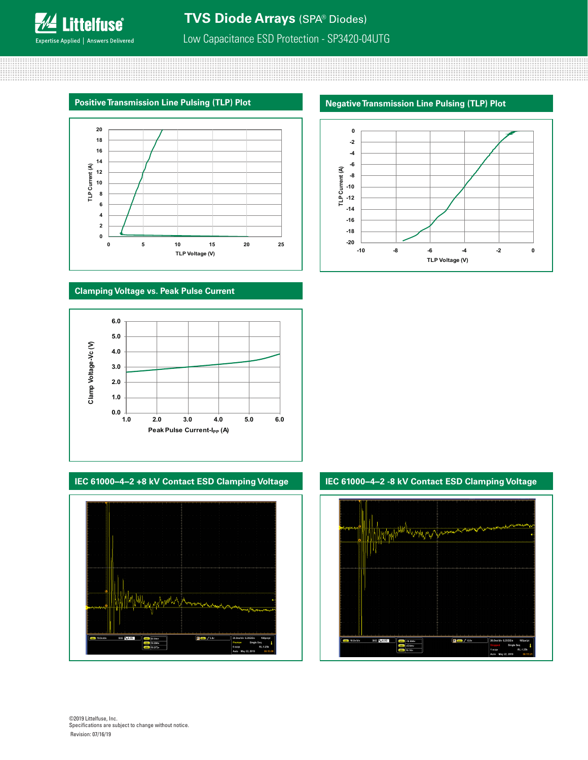## Positive Transmission Line Pulsing (TLP) Plot

TLP Current (A)

TLP Voltage (V)

## Negative Transmission Line Pulsing (TLP) Plot

TLP Current (A)

TLP Voltage (V)

## Clamping Voltage vs. Peak Pulse Current

Clamp Voltage-Vc (V)

Peak Pulse Current-$I_{PP}$ (A)

## IEC 61000–4–2 +8 kV Contact ESD Clamping Voltage

## IEC 61000–4–2 -8 kV Contact ESD Clamping Voltage

©2019 Littelfuse, Inc.
Specifications are subject to change without notice.
Revision: 07/16/19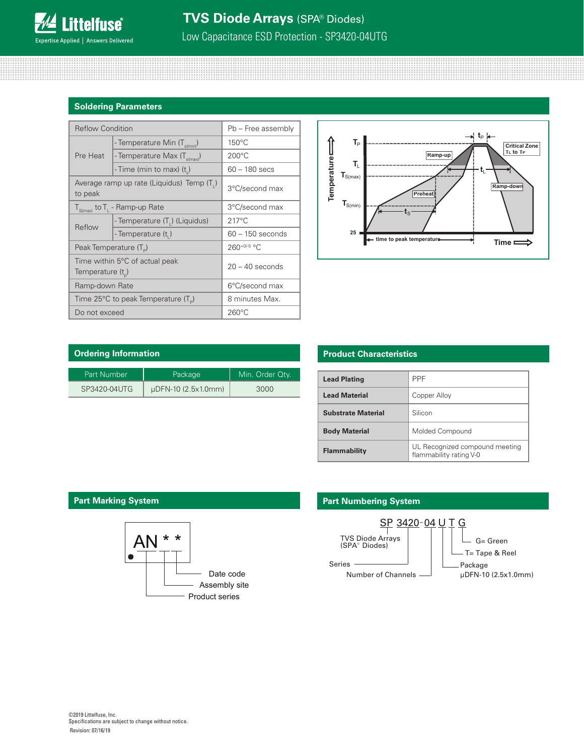## Soldering Parameters

| Reflow Condition | | Pb – Free assembly |
|---|---|---|
| Pre Heat | - Temperature Min ($T_{s(min)}$) | 150°C |
| | - Temperature Max ($T_{s(max)}$) | 200°C |
| | - Time (min to max) ($t_s$) | 60 – 180 secs |
| Average ramp up rate (Liquidus) Temp ($T_L$) to peak | | 3°C/second max |
| $T_{S(max)}$ to $T_L$ - Ramp-up Rate | | 3°C/second max |
| Reflow | - Temperature ($T_L$) (Liquidus) | 217°C |
| | - Temperature ($t_L$) | 60 – 150 seconds |
| Peak Temperature ($T_P$) | | $260^{+0/-5}$ °C |
| Time within 5°C of actual peak Temperature ($t_p$) | | 20 – 40 seconds |
| Ramp-down Rate | | 6°C/second max |
| Time 25°C to peak Temperature ($T_P$) | | 8 minutes Max. |
| Do not exceed | | 260°C |

## Ordering Information

| Part Number | Package | Min. Order Qty. |
|---|---|---|
| SP3420-04UTG | µDFN-10 (2.5x1.0mm) | 3000 |

## Product Characteristics

| | |
|---|---|
| **Lead Plating** | PPF |
| **Lead Material** | Copper Alloy |
| **Substrate Material** | Silicon |
| **Body Material** | Molded Compound |
| **Flammability** | UL Recognized compound meeting flammability rating V-0 |

## Part Marking System

AN * *

- AN – Product series
- first * – Assembly site
- second * – Date code

## Part Numbering System

SP 3420 - 04 U T G

- SP – TVS Diode Arrays (SPA® Diodes)
- 3420 – Series
- 04 – Number of Channels
- U – Package: µDFN-10 (2.5x1.0mm)
- T – T= Tape & Reel
- G – G= Green

©2019 Littelfuse, Inc.
Specifications are subject to change without notice.
Revision: 07/16/19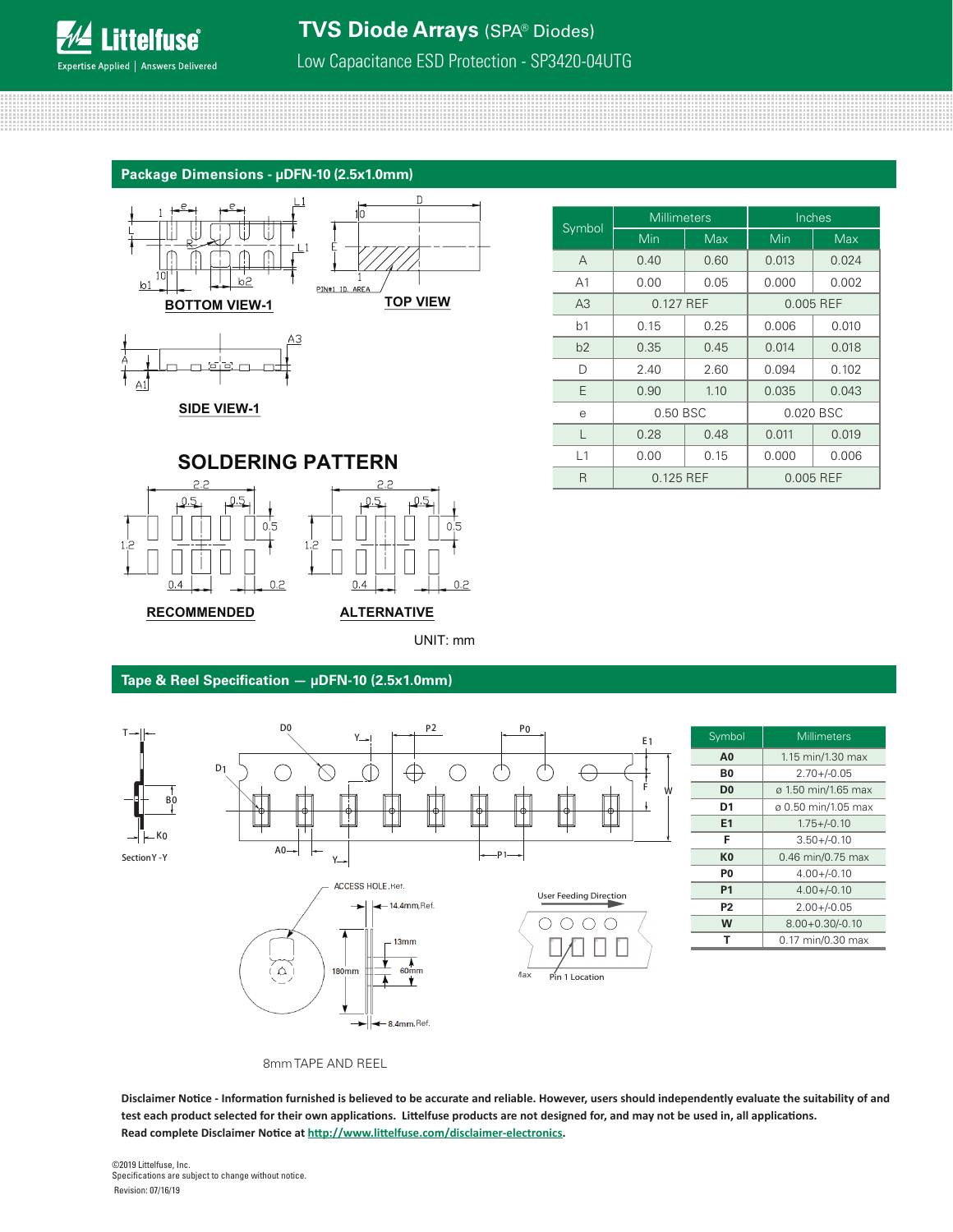## Package Dimensions - μDFN-10 (2.5x1.0mm)

BOTTOM VIEW-1

TOP VIEW

SIDE VIEW-1

SOLDERING PATTERN

RECOMMENDED

ALTERNATIVE

UNIT: mm

| Symbol | Millimeters | | Inches | |
|---|---|---|---|---|
| | Min | Max | Min | Max |
| A | 0.40 | 0.60 | 0.013 | 0.024 |
| A1 | 0.00 | 0.05 | 0.000 | 0.002 |
| A3 | 0.127 REF | | 0.005 REF | |
| b1 | 0.15 | 0.25 | 0.006 | 0.010 |
| b2 | 0.35 | 0.45 | 0.014 | 0.018 |
| D | 2.40 | 2.60 | 0.094 | 0.102 |
| E | 0.90 | 1.10 | 0.035 | 0.043 |
| e | 0.50 BSC | | 0.020 BSC | |
| L | 0.28 | 0.48 | 0.011 | 0.019 |
| L1 | 0.00 | 0.15 | 0.000 | 0.006 |
| R | 0.125 REF | | 0.005 REF | |

## Tape & Reel Specification — μDFN-10 (2.5x1.0mm)

| Symbol | Millimeters |
|---|---|
| **A0** | 1.15 min/1.30 max |
| **B0** | 2.70+/-0.05 |
| **D0** | ø 1.50 min/1.65 max |
| **D1** | ø 0.50 min/1.05 max |
| **E1** | 1.75+/-0.10 |
| **F** | 3.50+/-0.10 |
| **K0** | 0.46 min/0.75 max |
| **P0** | 4.00+/-0.10 |
| **P1** | 4.00+/-0.10 |
| **P2** | 2.00+/-0.05 |
| **W** | 8.00+0.30/-0.10 |
| **T** | 0.17 min/0.30 max |

8mm TAPE AND REEL

**Disclaimer Notice - Information furnished is believed to be accurate and reliable. However, users should independently evaluate the suitability of and test each product selected for their own applications. Littelfuse products are not designed for, and may not be used in, all applications. Read complete Disclaimer Notice at http://www.littelfuse.com/disclaimer-electronics.**

©2019 Littelfuse, Inc.
Specifications are subject to change without notice.
Revision: 07/16/19